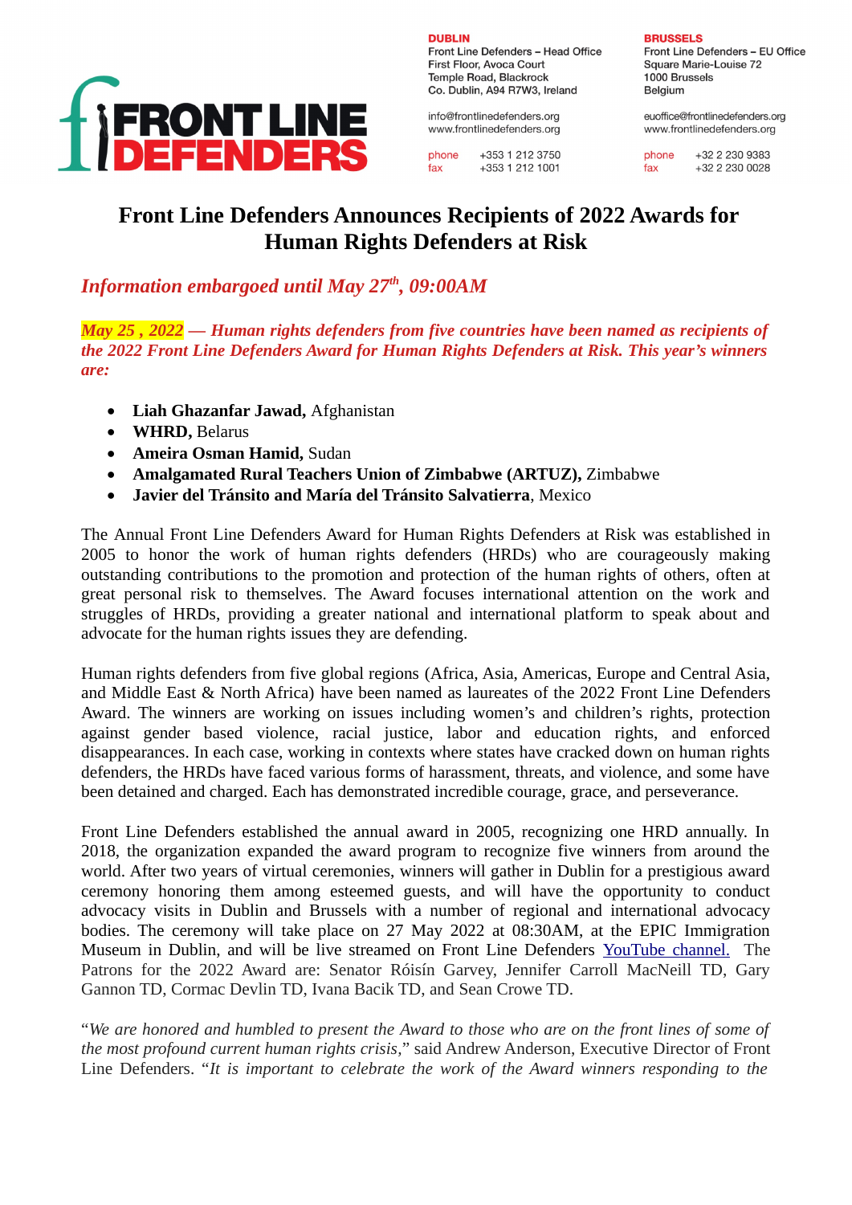FRONT LINE DEFENDERS

**DUBLIN**
Front Line Defenders – Head Office
First Floor, Avoca Court
Temple Road, Blackrock
Co. Dublin, A94 R7W3, Ireland

info@frontlinedefenders.org
www.frontlinedefenders.org

phone +353 1 212 3750
fax +353 1 212 1001

**BRUSSELS**
Front Line Defenders – EU Office
Square Marie-Louise 72
1000 Brussels
Belgium

euoffice@frontlinedefenders.org
www.frontlinedefenders.org

phone +32 2 230 9383
fax +32 2 230 0028

# Front Line Defenders Announces Recipients of 2022 Awards for Human Rights Defenders at Risk

***Information embargoed until May 27th, 09:00AM***

***May 25 , 2022 — Human rights defenders from five countries have been named as recipients of the 2022 Front Line Defenders Award for Human Rights Defenders at Risk. This year's winners are:***

- **Liah Ghazanfar Jawad,** Afghanistan
- **WHRD,** Belarus
- **Ameira Osman Hamid,** Sudan
- **Amalgamated Rural Teachers Union of Zimbabwe (ARTUZ),** Zimbabwe
- **Javier del Tránsito and María del Tránsito Salvatierra**, Mexico

The Annual Front Line Defenders Award for Human Rights Defenders at Risk was established in 2005 to honor the work of human rights defenders (HRDs) who are courageously making outstanding contributions to the promotion and protection of the human rights of others, often at great personal risk to themselves. The Award focuses international attention on the work and struggles of HRDs, providing a greater national and international platform to speak about and advocate for the human rights issues they are defending.

Human rights defenders from five global regions (Africa, Asia, Americas, Europe and Central Asia, and Middle East & North Africa) have been named as laureates of the 2022 Front Line Defenders Award. The winners are working on issues including women's and children's rights, protection against gender based violence, racial justice, labor and education rights, and enforced disappearances. In each case, working in contexts where states have cracked down on human rights defenders, the HRDs have faced various forms of harassment, threats, and violence, and some have been detained and charged. Each has demonstrated incredible courage, grace, and perseverance.

Front Line Defenders established the annual award in 2005, recognizing one HRD annually. In 2018, the organization expanded the award program to recognize five winners from around the world. After two years of virtual ceremonies, winners will gather in Dublin for a prestigious award ceremony honoring them among esteemed guests, and will have the opportunity to conduct advocacy visits in Dublin and Brussels with a number of regional and international advocacy bodies. The ceremony will take place on 27 May 2022 at 08:30AM, at the EPIC Immigration Museum in Dublin, and will be live streamed on Front Line Defenders [YouTube channel.](#) The Patrons for the 2022 Award are: Senator Róisín Garvey, Jennifer Carroll MacNeill TD, Gary Gannon TD, Cormac Devlin TD, Ivana Bacik TD, and Sean Crowe TD.

"*We are honored and humbled to present the Award to those who are on the front lines of some of the most profound current human rights crisis,*" said Andrew Anderson, Executive Director of Front Line Defenders. "*It is important to celebrate the work of the Award winners responding to the*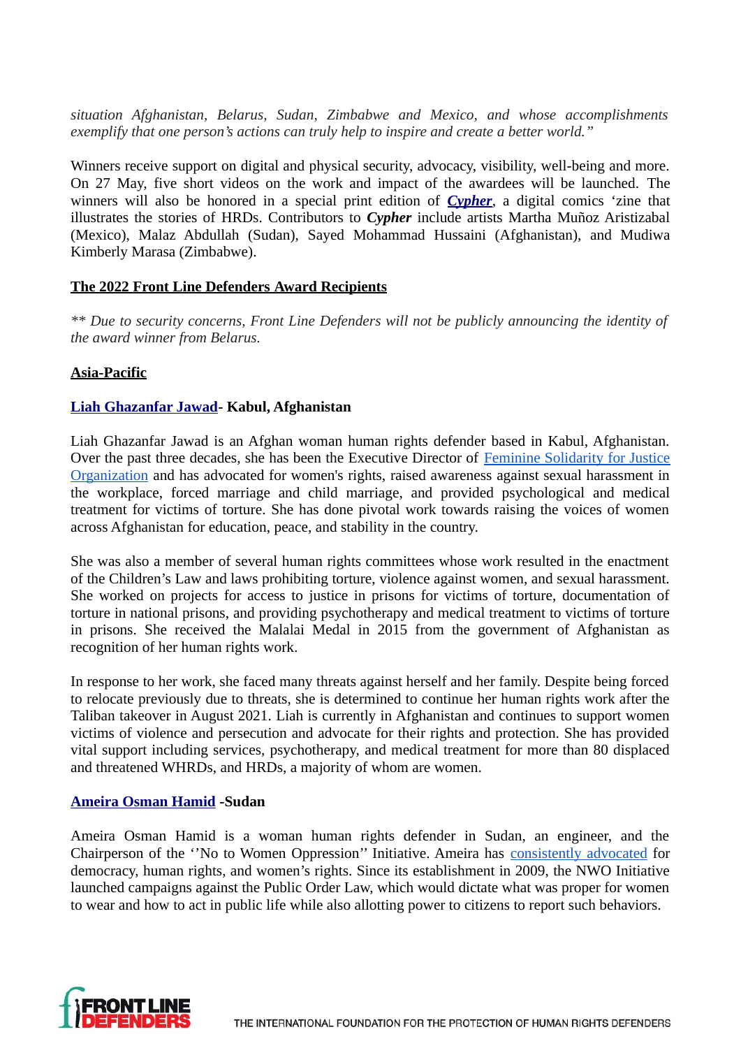*situation Afghanistan, Belarus, Sudan, Zimbabwe and Mexico, and whose accomplishments exemplify that one person's actions can truly help to inspire and create a better world."*

Winners receive support on digital and physical security, advocacy, visibility, well-being and more. On 27 May, five short videos on the work and impact of the awardees will be launched. The winners will also be honored in a special print edition of ***Cypher***, a digital comics 'zine that illustrates the stories of HRDs. Contributors to ***Cypher*** include artists Martha Muñoz Aristizabal (Mexico), Malaz Abdullah (Sudan), Sayed Mohammad Hussaini (Afghanistan), and Mudiwa Kimberly Marasa (Zimbabwe).

## The 2022 Front Line Defenders Award Recipients

*\** Due to security concerns, Front Line Defenders will not be publicly announcing the identity of the award winner from Belarus.*

### Asia-Pacific

#### Liah Ghazanfar Jawad- Kabul, Afghanistan

Liah Ghazanfar Jawad is an Afghan woman human rights defender based in Kabul, Afghanistan. Over the past three decades, she has been the Executive Director of Feminine Solidarity for Justice Organization and has advocated for women's rights, raised awareness against sexual harassment in the workplace, forced marriage and child marriage, and provided psychological and medical treatment for victims of torture. She has done pivotal work towards raising the voices of women across Afghanistan for education, peace, and stability in the country.

She was also a member of several human rights committees whose work resulted in the enactment of the Children's Law and laws prohibiting torture, violence against women, and sexual harassment. She worked on projects for access to justice in prisons for victims of torture, documentation of torture in national prisons, and providing psychotherapy and medical treatment to victims of torture in prisons. She received the Malalai Medal in 2015 from the government of Afghanistan as recognition of her human rights work.

In response to her work, she faced many threats against herself and her family. Despite being forced to relocate previously due to threats, she is determined to continue her human rights work after the Taliban takeover in August 2021. Liah is currently in Afghanistan and continues to support women victims of violence and persecution and advocate for their rights and protection. She has provided vital support including services, psychotherapy, and medical treatment for more than 80 displaced and threatened WHRDs, and HRDs, a majority of whom are women.

#### Ameira Osman Hamid -Sudan

Ameira Osman Hamid is a woman human rights defender in Sudan, an engineer, and the Chairperson of the ''No to Women Oppression'' Initiative. Ameira has consistently advocated for democracy, human rights, and women's rights. Since its establishment in 2009, the NWO Initiative launched campaigns against the Public Order Law, which would dictate what was proper for women to wear and how to act in public life while also allotting power to citizens to report such behaviors.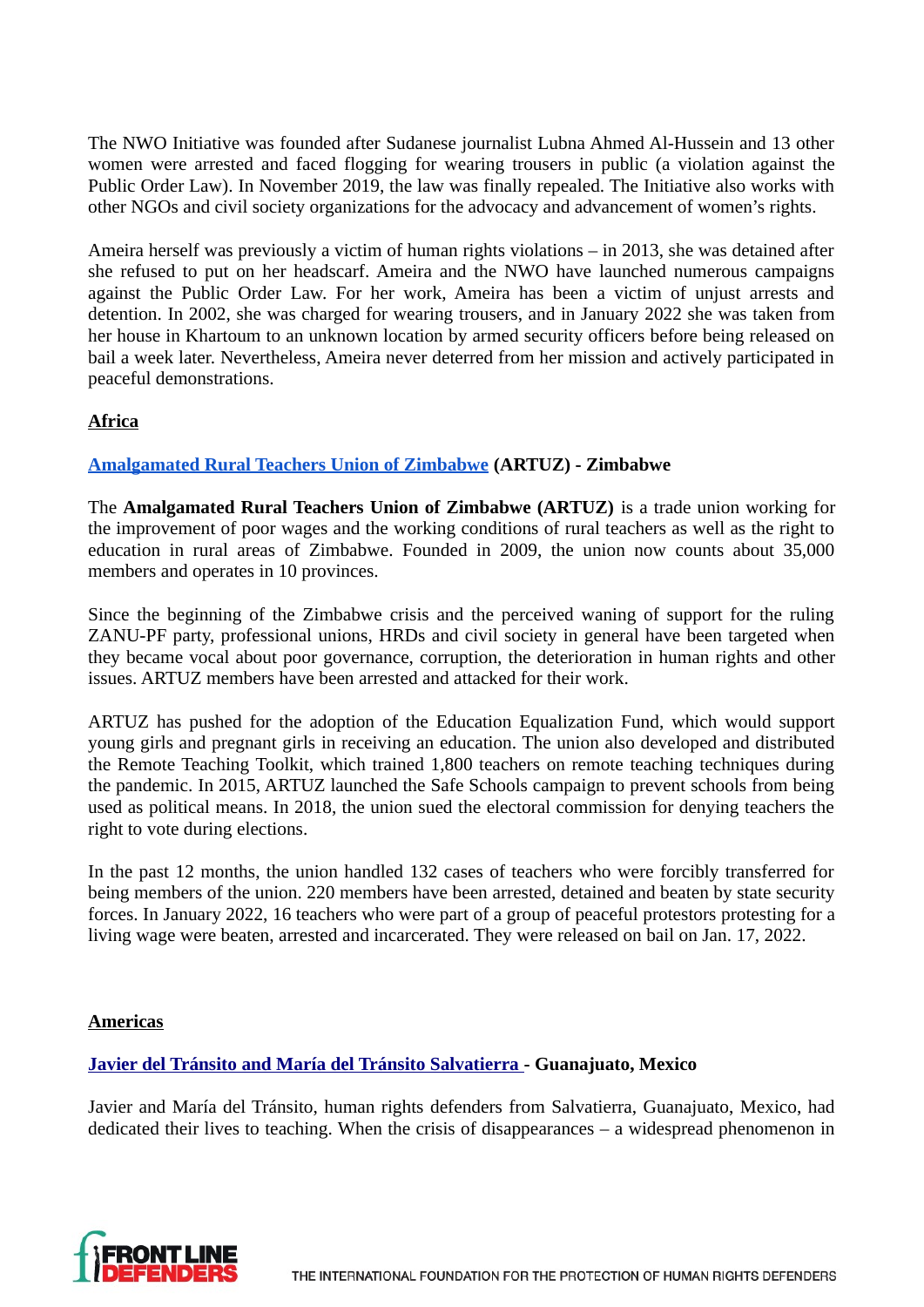The NWO Initiative was founded after Sudanese journalist Lubna Ahmed Al-Hussein and 13 other women were arrested and faced flogging for wearing trousers in public (a violation against the Public Order Law). In November 2019, the law was finally repealed. The Initiative also works with other NGOs and civil society organizations for the advocacy and advancement of women's rights.

Ameira herself was previously a victim of human rights violations – in 2013, she was detained after she refused to put on her headscarf. Ameira and the NWO have launched numerous campaigns against the Public Order Law. For her work, Ameira has been a victim of unjust arrests and detention. In 2002, she was charged for wearing trousers, and in January 2022 she was taken from her house in Khartoum to an unknown location by armed security officers before being released on bail a week later. Nevertheless, Ameira never deterred from her mission and actively participated in peaceful demonstrations.

## Africa

### Amalgamated Rural Teachers Union of Zimbabwe (ARTUZ) - Zimbabwe

The **Amalgamated Rural Teachers Union of Zimbabwe (ARTUZ)** is a trade union working for the improvement of poor wages and the working conditions of rural teachers as well as the right to education in rural areas of Zimbabwe. Founded in 2009, the union now counts about 35,000 members and operates in 10 provinces.

Since the beginning of the Zimbabwe crisis and the perceived waning of support for the ruling ZANU-PF party, professional unions, HRDs and civil society in general have been targeted when they became vocal about poor governance, corruption, the deterioration in human rights and other issues. ARTUZ members have been arrested and attacked for their work.

ARTUZ has pushed for the adoption of the Education Equalization Fund, which would support young girls and pregnant girls in receiving an education. The union also developed and distributed the Remote Teaching Toolkit, which trained 1,800 teachers on remote teaching techniques during the pandemic. In 2015, ARTUZ launched the Safe Schools campaign to prevent schools from being used as political means. In 2018, the union sued the electoral commission for denying teachers the right to vote during elections.

In the past 12 months, the union handled 132 cases of teachers who were forcibly transferred for being members of the union. 220 members have been arrested, detained and beaten by state security forces. In January 2022, 16 teachers who were part of a group of peaceful protestors protesting for a living wage were beaten, arrested and incarcerated. They were released on bail on Jan. 17, 2022.

## Americas

### Javier del Tránsito and María del Tránsito Salvatierra - Guanajuato, Mexico

Javier and María del Tránsito, human rights defenders from Salvatierra, Guanajuato, Mexico, had dedicated their lives to teaching. When the crisis of disappearances – a widespread phenomenon in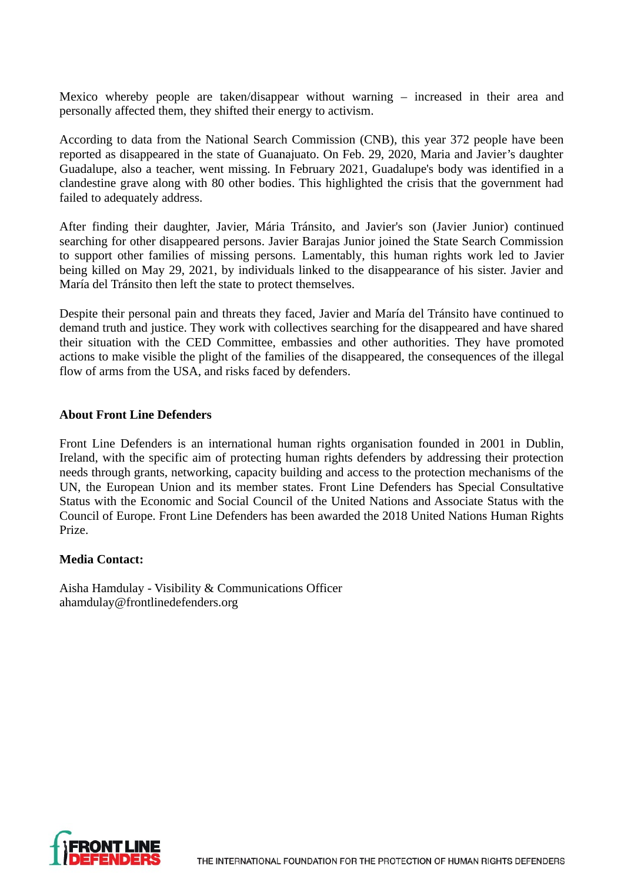Mexico whereby people are taken/disappear without warning – increased in their area and personally affected them, they shifted their energy to activism.

According to data from the National Search Commission (CNB), this year 372 people have been reported as disappeared in the state of Guanajuato. On Feb. 29, 2020, Maria and Javier's daughter Guadalupe, also a teacher, went missing. In February 2021, Guadalupe's body was identified in a clandestine grave along with 80 other bodies. This highlighted the crisis that the government had failed to adequately address.

After finding their daughter, Javier, Mária Tránsito, and Javier's son (Javier Junior) continued searching for other disappeared persons. Javier Barajas Junior joined the State Search Commission to support other families of missing persons. Lamentably, this human rights work led to Javier being killed on May 29, 2021, by individuals linked to the disappearance of his sister. Javier and María del Tránsito then left the state to protect themselves.

Despite their personal pain and threats they faced, Javier and María del Tránsito have continued to demand truth and justice. They work with collectives searching for the disappeared and have shared their situation with the CED Committee, embassies and other authorities. They have promoted actions to make visible the plight of the families of the disappeared, the consequences of the illegal flow of arms from the USA, and risks faced by defenders.

**About Front Line Defenders**

Front Line Defenders is an international human rights organisation founded in 2001 in Dublin, Ireland, with the specific aim of protecting human rights defenders by addressing their protection needs through grants, networking, capacity building and access to the protection mechanisms of the UN, the European Union and its member states. Front Line Defenders has Special Consultative Status with the Economic and Social Council of the United Nations and Associate Status with the Council of Europe. Front Line Defenders has been awarded the 2018 United Nations Human Rights Prize.

**Media Contact:**

Aisha Hamdulay - Visibility & Communications Officer
ahamdulay@frontlinedefenders.org